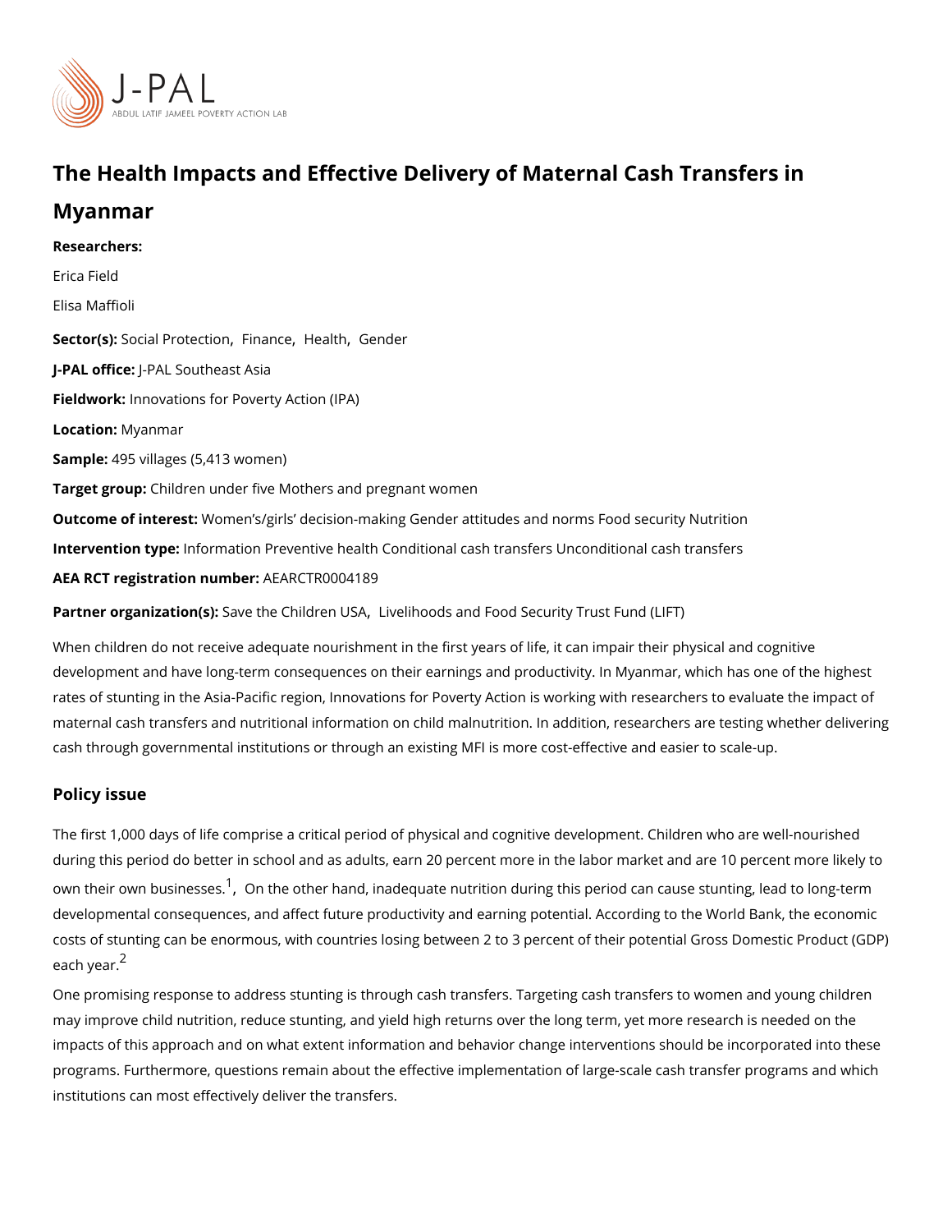# The Health Impacts and Effective Delivery of Maternal Cash Transfers in Myanmar

**Researchers:**

Erica Field

Elisa Maffioli

**Sector(s):** Social Protection, Finance, Health, Gender

**J-PAL office:** J-PAL Southeast Asia

**Fieldwork:** Innovations for Poverty Action (IPA)

**Location:** Myanmar

**Sample:** 495 villages (5,413 women)

**Target group:** Children under five Mothers and pregnant women

**Outcome of interest:** Women's/girls' decision-making Gender attitudes and norms Food security Nutrition

**Intervention type:** Information Preventive health Conditional cash transfers Unconditional cash transfers

**AEA RCT registration number:** AEARCTR0004189

**Partner organization(s):** Save the Children USA, Livelihoods and Food Security Trust Fund (LIFT)

When children do not receive adequate nourishment in the first years of life, it can impair their physical and cognitive development and have long-term consequences on their earnings and productivity. In Myanmar, which has one of the highest rates of stunting in the Asia-Pacific region, Innovations for Poverty Action is working with researchers to evaluate the impact of maternal cash transfers and nutritional information on child malnutrition. In addition, researchers are testing whether delivering cash through governmental institutions or through an existing MFI is more cost-effective and easier to scale-up.

## Policy issue

The first 1,000 days of life comprise a critical period of physical and cognitive development. Children who are well-nourished during this period do better in school and as adults, earn 20 percent more in the labor market and are 10 percent more likely to own their own businesses.[1], On the other hand, inadequate nutrition during this period can cause stunting, lead to long-term developmental consequences, and affect future productivity and earning potential. According to the World Bank, the economic costs of stunting can be enormous, with countries losing between 2 to 3 percent of their potential Gross Domestic Product (GDP) each year.[2]

One promising response to address stunting is through cash transfers. Targeting cash transfers to women and young children may improve child nutrition, reduce stunting, and yield high returns over the long term, yet more research is needed on the impacts of this approach and on what extent information and behavior change interventions should be incorporated into these programs. Furthermore, questions remain about the effective implementation of large-scale cash transfer programs and which institutions can most effectively deliver the transfers.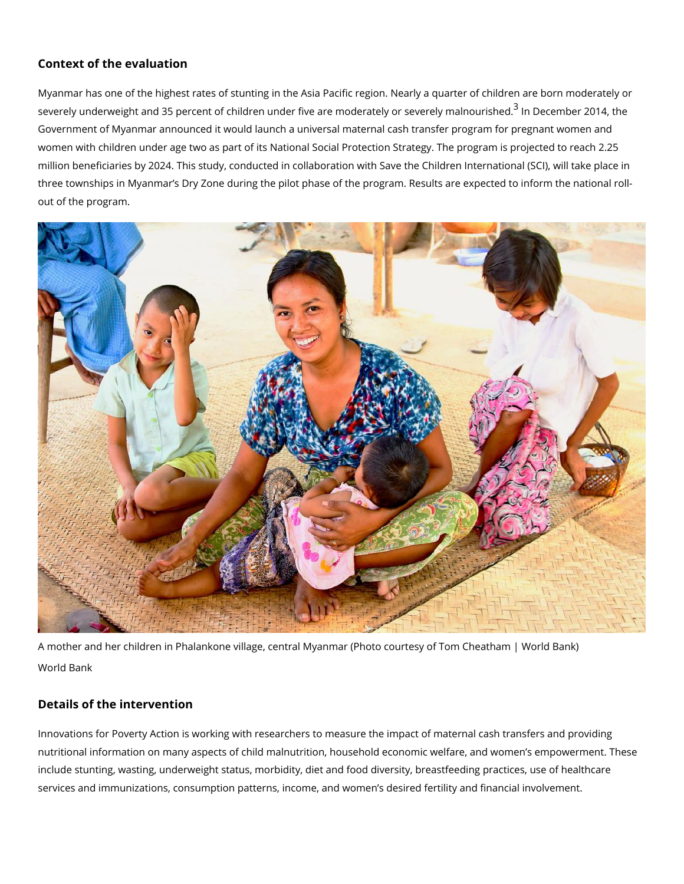## Context of the evaluation

Myanmar has one of the highest rates of stunting in the Asia Pacific region. Nearly a quarter of children are born moderately or severely underweight and 35 percent of children under five are moderately or severely malnourished.[3] In December 2014, the Government of Myanmar announced it would launch a universal maternal cash transfer program for pregnant women and women with children under age two as part of its National Social Protection Strategy. The program is projected to reach 2.25 million beneficiaries by 2024. This study, conducted in collaboration with Save the Children International (SCI), will take place in three townships in Myanmar's Dry Zone during the pilot phase of the program. Results are expected to inform the national roll-out of the program.

A mother and her children in Phalankone village, central Myanmar (Photo courtesy of Tom Cheatham | World Bank)

World Bank

## Details of the intervention

Innovations for Poverty Action is working with researchers to measure the impact of maternal cash transfers and providing nutritional information on many aspects of child malnutrition, household economic welfare, and women's empowerment. These include stunting, wasting, underweight status, morbidity, diet and food diversity, breastfeeding practices, use of healthcare services and immunizations, consumption patterns, income, and women's desired fertility and financial involvement.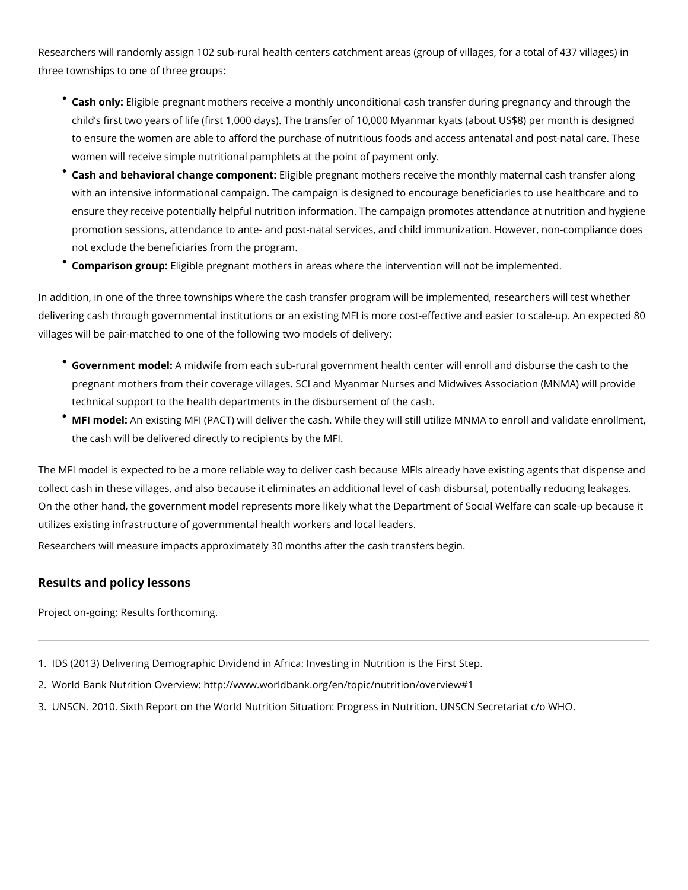Researchers will randomly assign 102 sub-rural health centers catchment areas (group of villages, for a total of 437 villages) in three townships to one of three groups:

- **Cash only:** Eligible pregnant mothers receive a monthly unconditional cash transfer during pregnancy and through the child's first two years of life (first 1,000 days). The transfer of 10,000 Myanmar kyats (about US$8) per month is designed to ensure the women are able to afford the purchase of nutritious foods and access antenatal and post-natal care. These women will receive simple nutritional pamphlets at the point of payment only.
- **Cash and behavioral change component:** Eligible pregnant mothers receive the monthly maternal cash transfer along with an intensive informational campaign. The campaign is designed to encourage beneficiaries to use healthcare and to ensure they receive potentially helpful nutrition information. The campaign promotes attendance at nutrition and hygiene promotion sessions, attendance to ante- and post-natal services, and child immunization. However, non-compliance does not exclude the beneficiaries from the program.
- **Comparison group:** Eligible pregnant mothers in areas where the intervention will not be implemented.

In addition, in one of the three townships where the cash transfer program will be implemented, researchers will test whether delivering cash through governmental institutions or an existing MFI is more cost-effective and easier to scale-up. An expected 80 villages will be pair-matched to one of the following two models of delivery:

- **Government model:** A midwife from each sub-rural government health center will enroll and disburse the cash to the pregnant mothers from their coverage villages. SCI and Myanmar Nurses and Midwives Association (MNMA) will provide technical support to the health departments in the disbursement of the cash.
- **MFI model:** An existing MFI (PACT) will deliver the cash. While they will still utilize MNMA to enroll and validate enrollment, the cash will be delivered directly to recipients by the MFI.

The MFI model is expected to be a more reliable way to deliver cash because MFIs already have existing agents that dispense and collect cash in these villages, and also because it eliminates an additional level of cash disbursal, potentially reducing leakages. On the other hand, the government model represents more likely what the Department of Social Welfare can scale-up because it utilizes existing infrastructure of governmental health workers and local leaders.

Researchers will measure impacts approximately 30 months after the cash transfers begin.

## Results and policy lessons

Project on-going; Results forthcoming.

---

1. IDS (2013) Delivering Demographic Dividend in Africa: Investing in Nutrition is the First Step.
2. World Bank Nutrition Overview: http://www.worldbank.org/en/topic/nutrition/overview#1
3. UNSCN. 2010. Sixth Report on the World Nutrition Situation: Progress in Nutrition. UNSCN Secretariat c/o WHO.